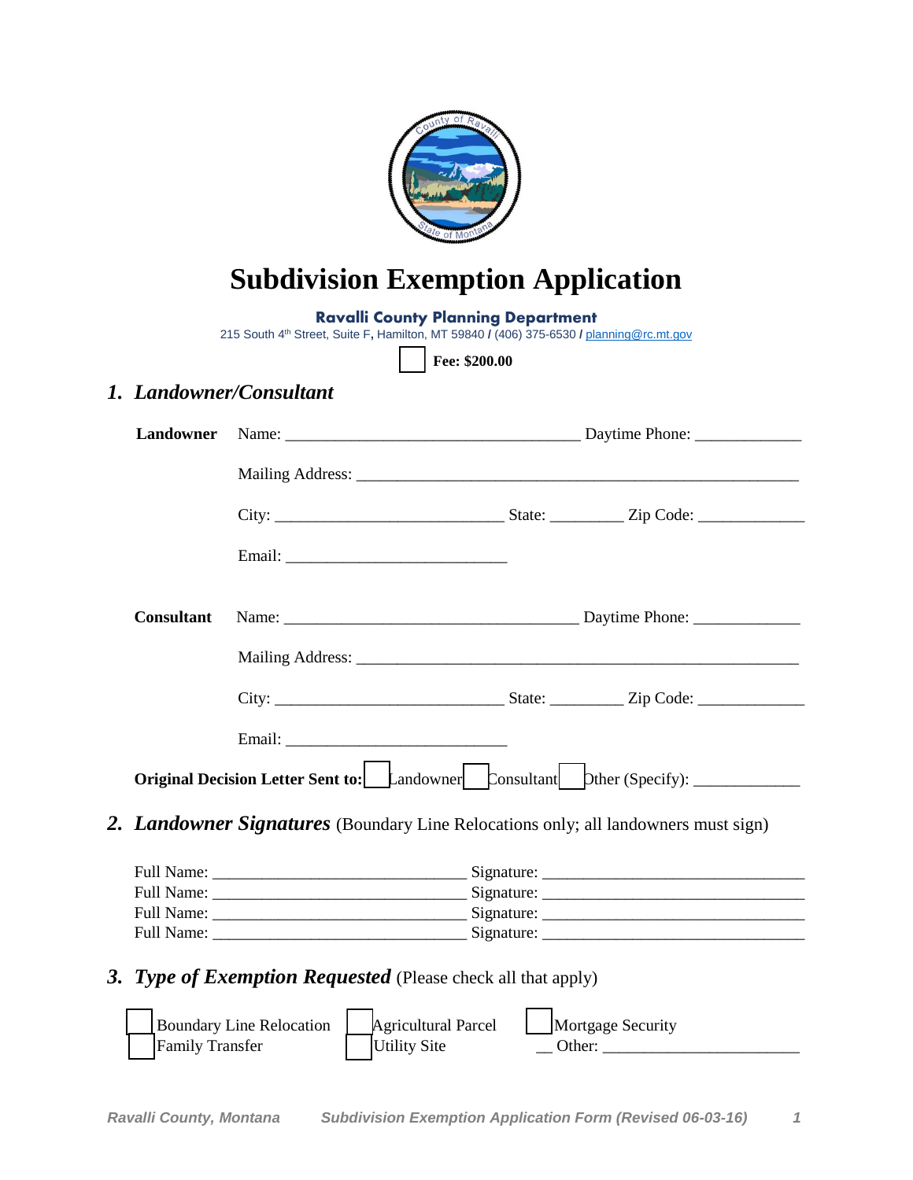# Subdivision Exemption Application

**Ravalli County Planning Department**

215 South 4th Street, Suite F, Hamilton, MT 59840 / (406) 375-6530 / planning@rc.mt.gov

☐ **Fee: $200.00**

## 1. *Landowner/Consultant*

**Landowner** Name: ___________________________________ Daytime Phone: _____________

Mailing Address: _____________________________________________________

City: ___________________________ State: _________ Zip Code: _____________

Email: __________________________

**Consultant** Name: ___________________________________ Daytime Phone: _____________

Mailing Address: _____________________________________________________

City: ___________________________ State: _________ Zip Code: _____________

Email: __________________________

**Original Decision Letter Sent to:** ☐ Landowner ☐ Consultant ☐ Other (Specify): _____________

## 2. *Landower Signatures* (Boundary Line Relocations only; all landowners must sign)

Full Name: ______________________________ Signature: _______________________________

Full Name: ______________________________ Signature: _______________________________

Full Name: ______________________________ Signature: _______________________________

Full Name: ______________________________ Signature: _______________________________

## 3. *Type of Exemption Requested* (Please check all that apply)

☐ Boundary Line Relocation ☐ Agricultural Parcel ☐ Mortgage Security

☐ Family Transfer ☐ Utility Site __ Other: _______________________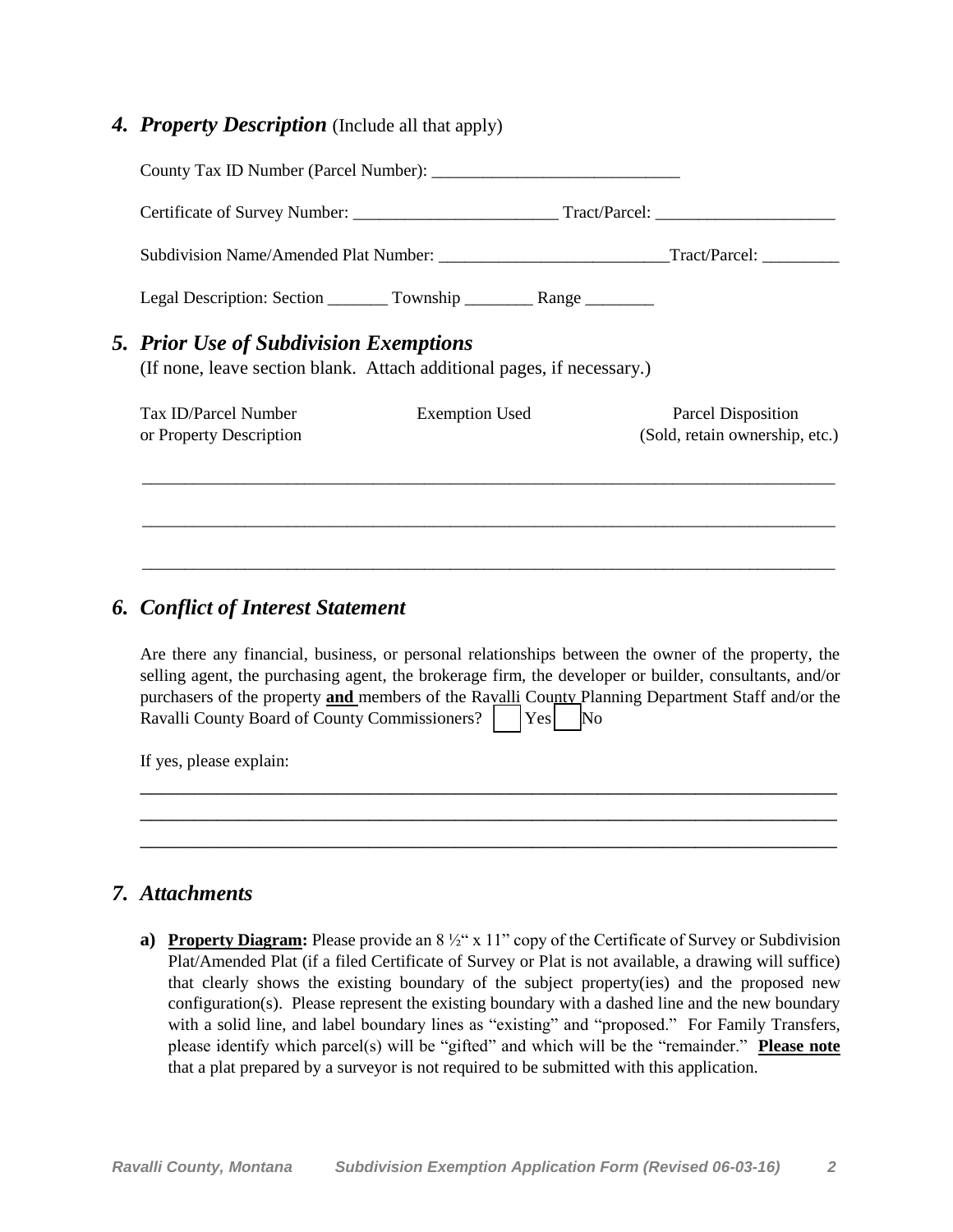## *4. Property Description* (Include all that apply)

County Tax ID Number (Parcel Number): ______________________________

Certificate of Survey Number: ________________________ Tract/Parcel: _____________________

Subdivision Name/Amended Plat Number: ___________________________Tract/Parcel: _________

Legal Description: Section _______ Township ________ Range ________

## *5. Prior Use of Subdivision Exemptions*

(If none, leave section blank. Attach additional pages, if necessary.)

| Tax ID/Parcel Number or Property Description | Exemption Used | Parcel Disposition (Sold, retain ownership, etc.) |
|---|---|---|
| | | |
| | | |
| | | |

## *6. Conflict of Interest Statement*

Are there any financial, business, or personal relationships between the owner of the property, the selling agent, the purchasing agent, the brokerage firm, the developer or builder, consultants, and/or purchasers of the property **and** members of the Ravalli County Planning Department Staff and/or the Ravalli County Board of County Commissioners? ☐ Yes ☐ No

If yes, please explain:

_______________________________________________________________________________

_______________________________________________________________________________

_______________________________________________________________________________

## *7. Attachments*

**a)** **Property Diagram:** Please provide an 8 ½" x 11" copy of the Certificate of Survey or Subdivision Plat/Amended Plat (if a filed Certificate of Survey or Plat is not available, a drawing will suffice) that clearly shows the existing boundary of the subject property(ies) and the proposed new configuration(s). Please represent the existing boundary with a dashed line and the new boundary with a solid line, and label boundary lines as "existing" and "proposed." For Family Transfers, please identify which parcel(s) will be "gifted" and which will be the "remainder." **Please note** that a plat prepared by a surveyor is not required to be submitted with this application.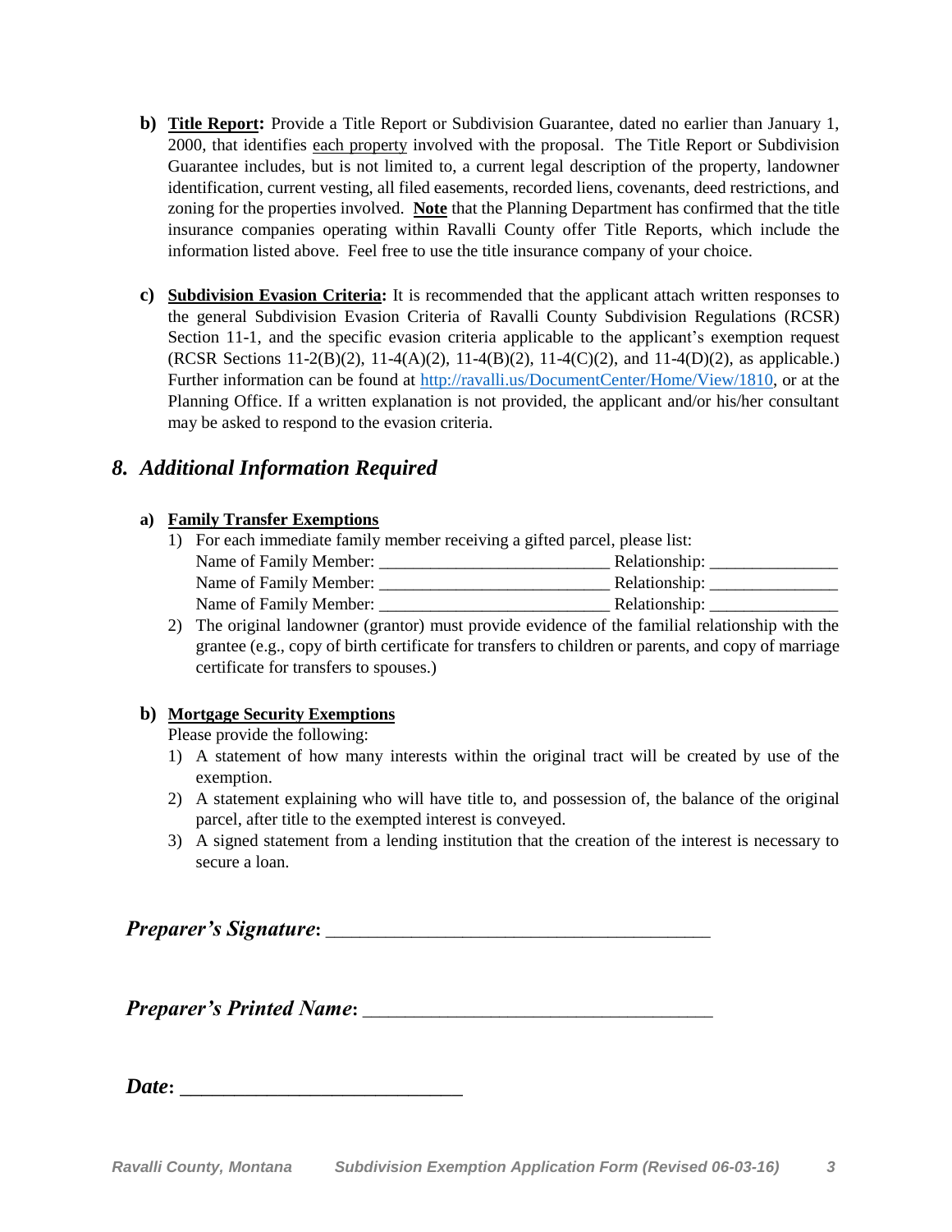**b) <u>Title Report</u>:** Provide a Title Report or Subdivision Guarantee, dated no earlier than January 1, 2000, that identifies <u>each property</u> involved with the proposal. The Title Report or Subdivision Guarantee includes, but is not limited to, a current legal description of the property, landowner identification, current vesting, all filed easements, recorded liens, covenants, deed restrictions, and zoning for the properties involved. **<u>Note</u>** that the Planning Department has confirmed that the title insurance companies operating within Ravalli County offer Title Reports, which include the information listed above. Feel free to use the title insurance company of your choice.

**c) <u>Subdivision Evasion Criteria</u>:** It is recommended that the applicant attach written responses to the general Subdivision Evasion Criteria of Ravalli County Subdivision Regulations (RCSR) Section 11-1, and the specific evasion criteria applicable to the applicant's exemption request (RCSR Sections 11-2(B)(2), 11-4(A)(2), 11-4(B)(2), 11-4(C)(2), and 11-4(D)(2), as applicable.) Further information can be found at [http://ravalli.us/DocumentCenter/Home/View/1810](http://ravalli.us/DocumentCenter/Home/View/1810), or at the Planning Office. If a written explanation is not provided, the applicant and/or his/her consultant may be asked to respond to the evasion criteria.

## *8. Additional Information Required*

**a) <u>Family Transfer Exemptions</u>**

1) For each immediate family member receiving a gifted parcel, please list:
   Name of Family Member: ___________________________ Relationship: _______________
   Name of Family Member: ___________________________ Relationship: _______________
   Name of Family Member: ___________________________ Relationship: _______________
2) The original landowner (grantor) must provide evidence of the familial relationship with the grantee (e.g., copy of birth certificate for transfers to children or parents, and copy of marriage certificate for transfers to spouses.)

**b) <u>Mortgage Security Exemptions</u>**

Please provide the following:

1) A statement of how many interests within the original tract will be created by use of the exemption.
2) A statement explaining who will have title to, and possession of, the balance of the original parcel, after title to the exempted interest is conveyed.
3) A signed statement from a lending institution that the creation of the interest is necessary to secure a loan.

***Preparer's Signature*:** ________________________________________

***Preparer's Printed Name*:** ____________________________________

***Date*:** ____________________________